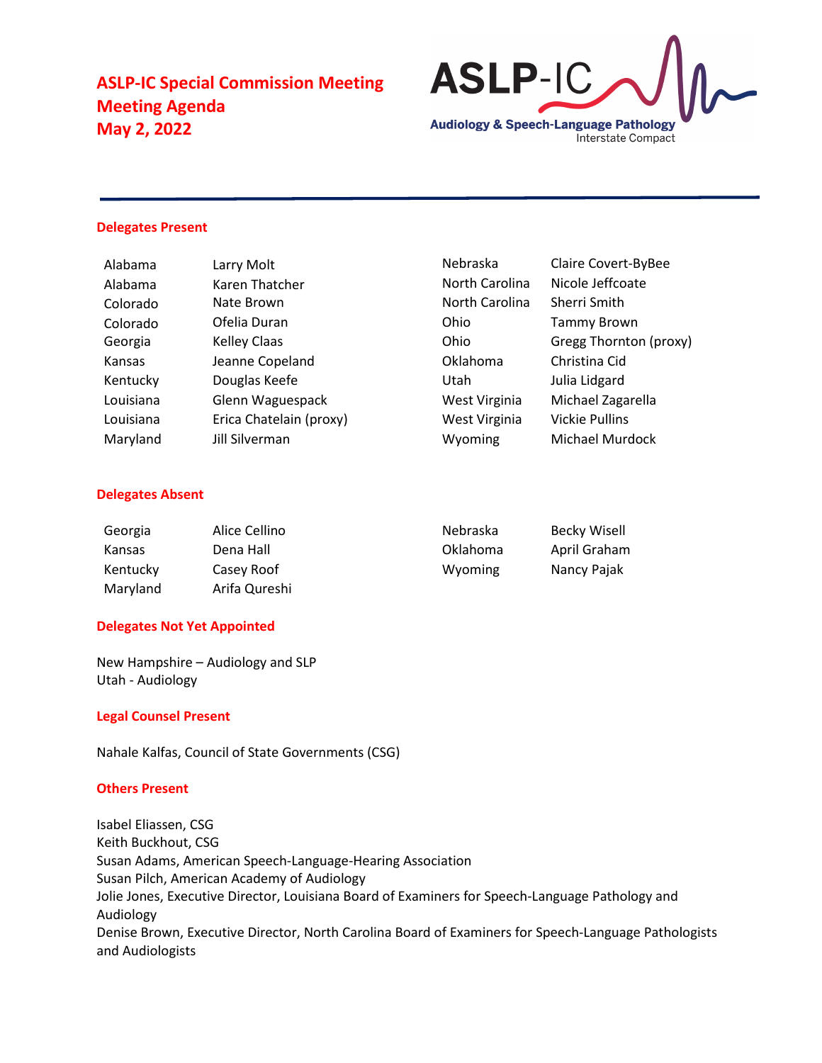# ASLP-IC Special Commission Meeting
# Meeting Agenda
# May 2, 2022

ASLP-IC
Audiology & Speech-Language Pathology
Interstate Compact

## Delegates Present

| | | | |
|---|---|---|---|
| Alabama | Larry Molt | Nebraska | Claire Covert-ByBee |
| Alabama | Karen Thatcher | North Carolina | Nicole Jeffcoate |
| Colorado | Nate Brown | North Carolina | Sherri Smith |
| Colorado | Ofelia Duran | Ohio | Tammy Brown |
| Georgia | Kelley Claas | Ohio | Gregg Thornton (proxy) |
| Kansas | Jeanne Copeland | Oklahoma | Christina Cid |
| Kentucky | Douglas Keefe | Utah | Julia Lidgard |
| Louisiana | Glenn Waguespack | West Virginia | Michael Zagarella |
| Louisiana | Erica Chatelain (proxy) | West Virginia | Vickie Pullins |
| Maryland | Jill Silverman | Wyoming | Michael Murdock |

## Delegates Absent

| | | | |
|---|---|---|---|
| Georgia | Alice Cellino | Nebraska | Becky Wisell |
| Kansas | Dena Hall | Oklahoma | April Graham |
| Kentucky | Casey Roof | Wyoming | Nancy Pajak |
| Maryland | Arifa Qureshi | | |

## Delegates Not Yet Appointed

New Hampshire – Audiology and SLP
Utah - Audiology

## Legal Counsel Present

Nahale Kalfas, Council of State Governments (CSG)

## Others Present

Isabel Eliassen, CSG
Keith Buckhout, CSG
Susan Adams, American Speech-Language-Hearing Association
Susan Pilch, American Academy of Audiology
Jolie Jones, Executive Director, Louisiana Board of Examiners for Speech-Language Pathology and Audiology
Denise Brown, Executive Director, North Carolina Board of Examiners for Speech-Language Pathologists and Audiologists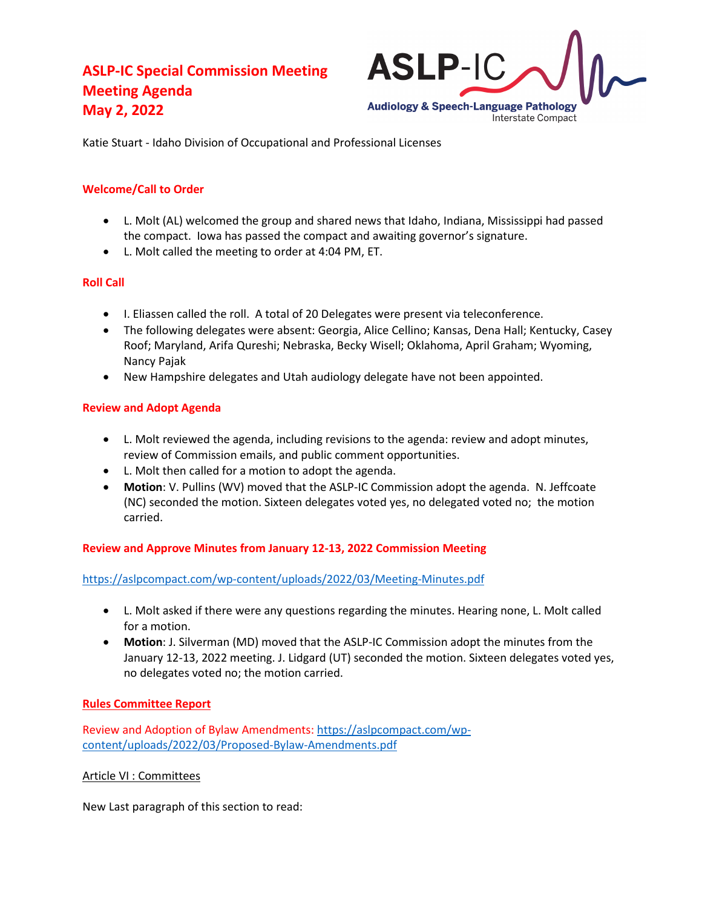# ASLP-IC Special Commission Meeting
# Meeting Agenda
# May 2, 2022

ASLP-IC Audiology & Speech-Language Pathology Interstate Compact

Katie Stuart - Idaho Division of Occupational and Professional Licenses

### Welcome/Call to Order

- L. Molt (AL) welcomed the group and shared news that Idaho, Indiana, Mississippi had passed the compact. Iowa has passed the compact and awaiting governor's signature.
- L. Molt called the meeting to order at 4:04 PM, ET.

### Roll Call

- I. Eliassen called the roll. A total of 20 Delegates were present via teleconference.
- The following delegates were absent: Georgia, Alice Cellino; Kansas, Dena Hall; Kentucky, Casey Roof; Maryland, Arifa Qureshi; Nebraska, Becky Wisell; Oklahoma, April Graham; Wyoming, Nancy Pajak
- New Hampshire delegates and Utah audiology delegate have not been appointed.

### Review and Adopt Agenda

- L. Molt reviewed the agenda, including revisions to the agenda: review and adopt minutes, review of Commission emails, and public comment opportunities.
- L. Molt then called for a motion to adopt the agenda.
- **Motion**: V. Pullins (WV) moved that the ASLP-IC Commission adopt the agenda. N. Jeffcoate (NC) seconded the motion. Sixteen delegates voted yes, no delegated voted no; the motion carried.

### Review and Approve Minutes from January 12-13, 2022 Commission Meeting

https://aslpcompact.com/wp-content/uploads/2022/03/Meeting-Minutes.pdf

- L. Molt asked if there were any questions regarding the minutes. Hearing none, L. Molt called for a motion.
- **Motion**: J. Silverman (MD) moved that the ASLP-IC Commission adopt the minutes from the January 12-13, 2022 meeting. J. Lidgard (UT) seconded the motion. Sixteen delegates voted yes, no delegates voted no; the motion carried.

### Rules Committee Report

Review and Adoption of Bylaw Amendments: https://aslpcompact.com/wp-content/uploads/2022/03/Proposed-Bylaw-Amendments.pdf

Article VI : Committees

New Last paragraph of this section to read: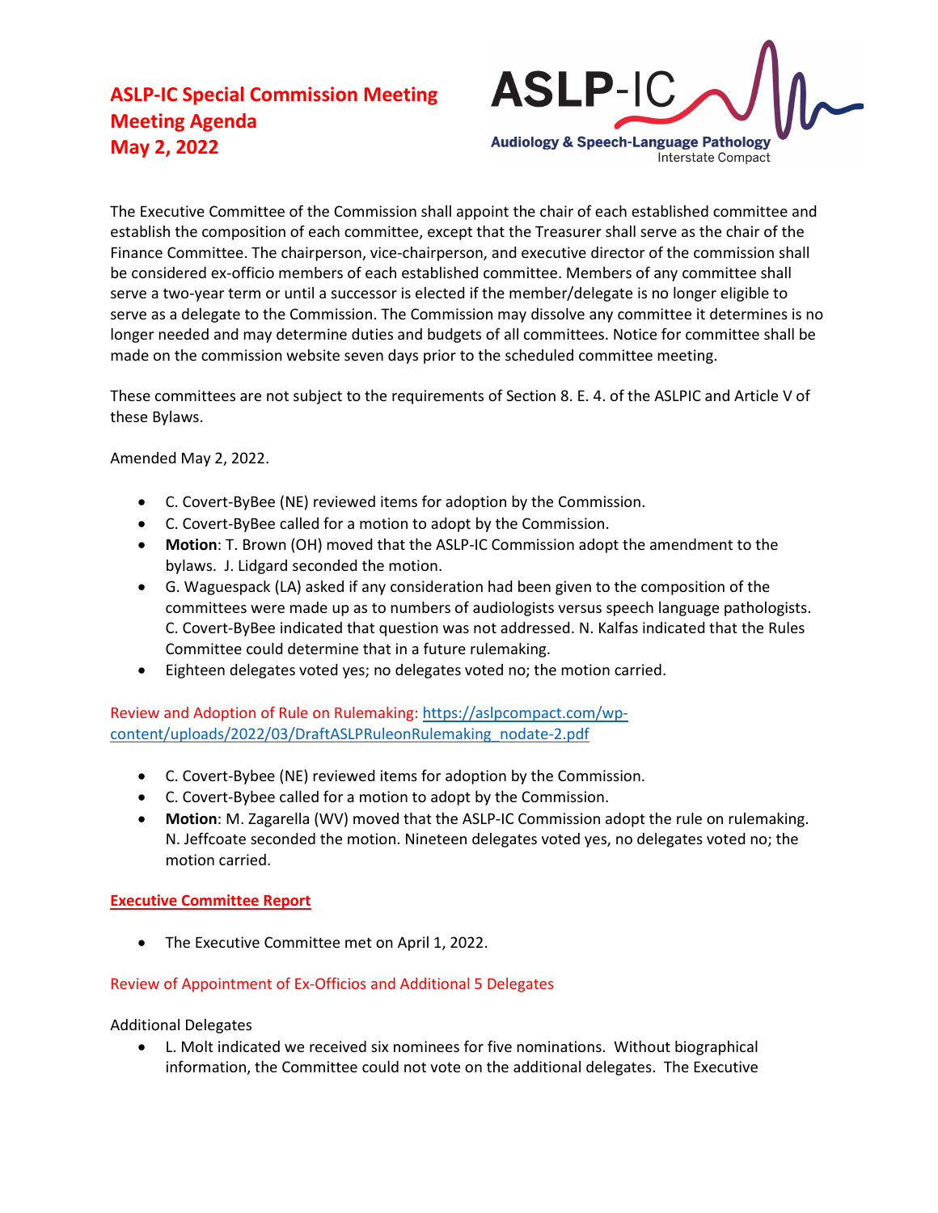# ASLP-IC Special Commission Meeting
# Meeting Agenda
# May 2, 2022

The Executive Committee of the Commission shall appoint the chair of each established committee and establish the composition of each committee, except that the Treasurer shall serve as the chair of the Finance Committee. The chairperson, vice-chairperson, and executive director of the commission shall be considered ex-officio members of each established committee. Members of any committee shall serve a two-year term or until a successor is elected if the member/delegate is no longer eligible to serve as a delegate to the Commission. The Commission may dissolve any committee it determines is no longer needed and may determine duties and budgets of all committees. Notice for committee shall be made on the commission website seven days prior to the scheduled committee meeting.

These committees are not subject to the requirements of Section 8. E. 4. of the ASLPIC and Article V of these Bylaws.

Amended May 2, 2022.

- C. Covert-ByBee (NE) reviewed items for adoption by the Commission.
- C. Covert-ByBee called for a motion to adopt by the Commission.
- **Motion**: T. Brown (OH) moved that the ASLP-IC Commission adopt the amendment to the bylaws. J. Lidgard seconded the motion.
- G. Waguespack (LA) asked if any consideration had been given to the composition of the committees were made up as to numbers of audiologists versus speech language pathologists. C. Covert-ByBee indicated that question was not addressed. N. Kalfas indicated that the Rules Committee could determine that in a future rulemaking.
- Eighteen delegates voted yes; no delegates voted no; the motion carried.

Review and Adoption of Rule on Rulemaking: https://aslpcompact.com/wp-content/uploads/2022/03/DraftASLPRuleonRulemaking_nodate-2.pdf

- C. Covert-Bybee (NE) reviewed items for adoption by the Commission.
- C. Covert-Bybee called for a motion to adopt by the Commission.
- **Motion**: M. Zagarella (WV) moved that the ASLP-IC Commission adopt the rule on rulemaking. N. Jeffcoate seconded the motion. Nineteen delegates voted yes, no delegates voted no; the motion carried.

**Executive Committee Report**

- The Executive Committee met on April 1, 2022.

Review of Appointment of Ex-Officios and Additional 5 Delegates

Additional Delegates

- L. Molt indicated we received six nominees for five nominations. Without biographical information, the Committee could not vote on the additional delegates. The Executive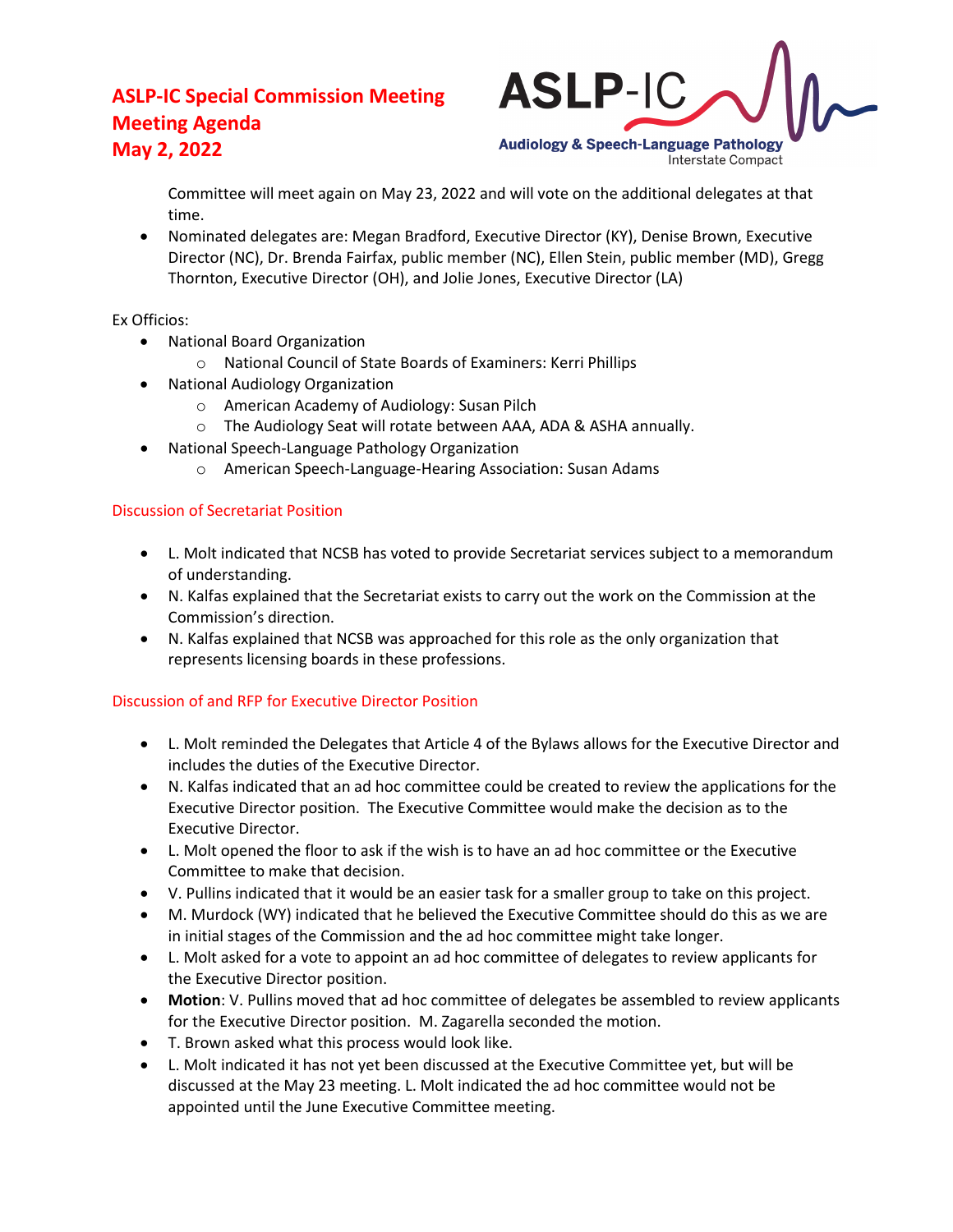Committee will meet again on May 23, 2022 and will vote on the additional delegates at that time.

- Nominated delegates are: Megan Bradford, Executive Director (KY), Denise Brown, Executive Director (NC), Dr. Brenda Fairfax, public member (NC), Ellen Stein, public member (MD), Gregg Thornton, Executive Director (OH), and Jolie Jones, Executive Director (LA)

Ex Officios:

- National Board Organization
    - National Council of State Boards of Examiners: Kerri Phillips
- National Audiology Organization
    - American Academy of Audiology: Susan Pilch
    - The Audiology Seat will rotate between AAA, ADA & ASHA annually.
- National Speech-Language Pathology Organization
    - American Speech-Language-Hearing Association: Susan Adams

## Discussion of Secretariat Position

- L. Molt indicated that NCSB has voted to provide Secretariat services subject to a memorandum of understanding.
- N. Kalfas explained that the Secretariat exists to carry out the work on the Commission at the Commission's direction.
- N. Kalfas explained that NCSB was approached for this role as the only organization that represents licensing boards in these professions.

## Discussion of and RFP for Executive Director Position

- L. Molt reminded the Delegates that Article 4 of the Bylaws allows for the Executive Director and includes the duties of the Executive Director.
- N. Kalfas indicated that an ad hoc committee could be created to review the applications for the Executive Director position. The Executive Committee would make the decision as to the Executive Director.
- L. Molt opened the floor to ask if the wish is to have an ad hoc committee or the Executive Committee to make that decision.
- V. Pullins indicated that it would be an easier task for a smaller group to take on this project.
- M. Murdock (WY) indicated that he believed the Executive Committee should do this as we are in initial stages of the Commission and the ad hoc committee might take longer.
- L. Molt asked for a vote to appoint an ad hoc committee of delegates to review applicants for the Executive Director position.
- **Motion**: V. Pullins moved that ad hoc committee of delegates be assembled to review applicants for the Executive Director position. M. Zagarella seconded the motion.
- T. Brown asked what this process would look like.
- L. Molt indicated it has not yet been discussed at the Executive Committee yet, but will be discussed at the May 23 meeting. L. Molt indicated the ad hoc committee would not be appointed until the June Executive Committee meeting.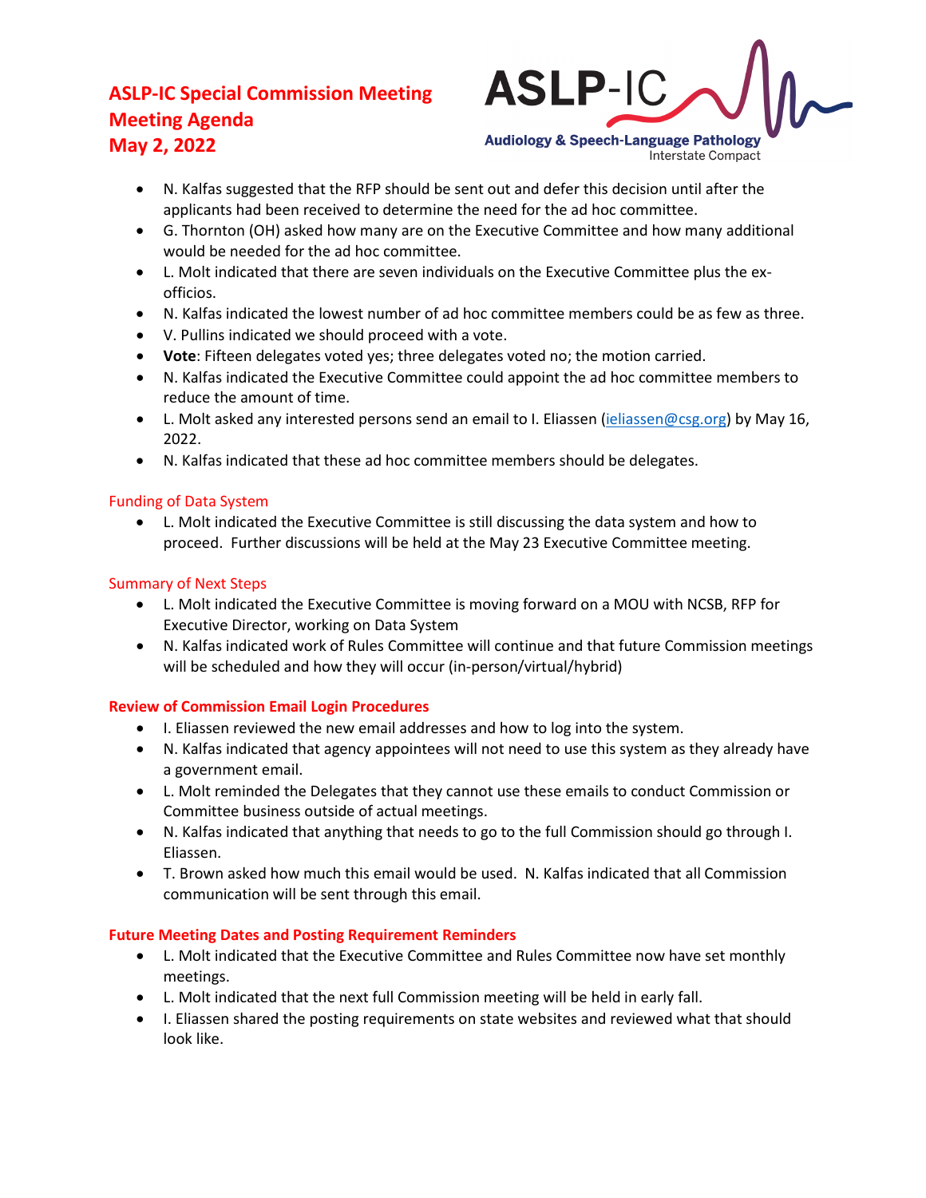- N. Kalfas suggested that the RFP should be sent out and defer this decision until after the applicants had been received to determine the need for the ad hoc committee.
- G. Thornton (OH) asked how many are on the Executive Committee and how many additional would be needed for the ad hoc committee.
- L. Molt indicated that there are seven individuals on the Executive Committee plus the ex-officios.
- N. Kalfas indicated the lowest number of ad hoc committee members could be as few as three.
- V. Pullins indicated we should proceed with a vote.
- **Vote**: Fifteen delegates voted yes; three delegates voted no; the motion carried.
- N. Kalfas indicated the Executive Committee could appoint the ad hoc committee members to reduce the amount of time.
- L. Molt asked any interested persons send an email to I. Eliassen (ieliassen@csg.org) by May 16, 2022.
- N. Kalfas indicated that these ad hoc committee members should be delegates.

### Funding of Data System

- L. Molt indicated the Executive Committee is still discussing the data system and how to proceed. Further discussions will be held at the May 23 Executive Committee meeting.

### Summary of Next Steps

- L. Molt indicated the Executive Committee is moving forward on a MOU with NCSB, RFP for Executive Director, working on Data System
- N. Kalfas indicated work of Rules Committee will continue and that future Commission meetings will be scheduled and how they will occur (in-person/virtual/hybrid)

## Review of Commission Email Login Procedures

- I. Eliassen reviewed the new email addresses and how to log into the system.
- N. Kalfas indicated that agency appointees will not need to use this system as they already have a government email.
- L. Molt reminded the Delegates that they cannot use these emails to conduct Commission or Committee business outside of actual meetings.
- N. Kalfas indicated that anything that needs to go to the full Commission should go through I. Eliassen.
- T. Brown asked how much this email would be used. N. Kalfas indicated that all Commission communication will be sent through this email.

## Future Meeting Dates and Posting Requirement Reminders

- L. Molt indicated that the Executive Committee and Rules Committee now have set monthly meetings.
- L. Molt indicated that the next full Commission meeting will be held in early fall.
- I. Eliassen shared the posting requirements on state websites and reviewed what that should look like.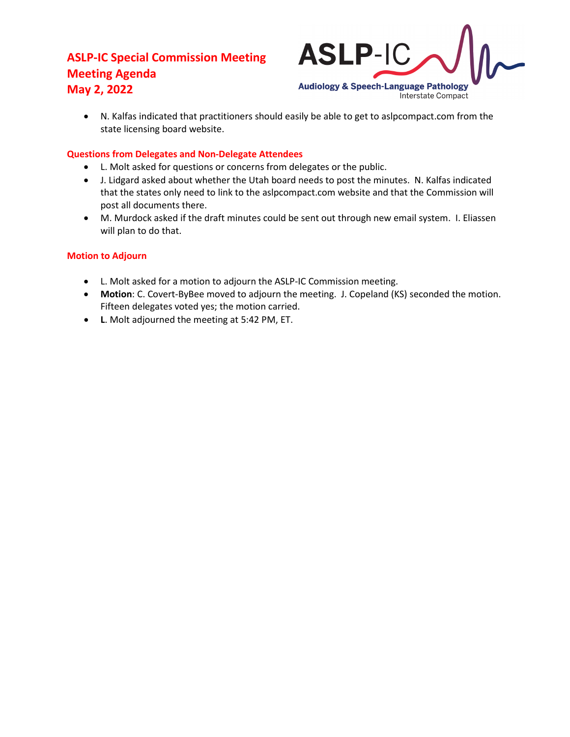- N. Kalfas indicated that practitioners should easily be able to get to aslpcompact.com from the state licensing board website.

### Questions from Delegates and Non-Delegate Attendees

- L. Molt asked for questions or concerns from delegates or the public.
- J. Lidgard asked about whether the Utah board needs to post the minutes. N. Kalfas indicated that the states only need to link to the aslpcompact.com website and that the Commission will post all documents there.
- M. Murdock asked if the draft minutes could be sent out through new email system. I. Eliassen will plan to do that.

### Motion to Adjourn

- L. Molt asked for a motion to adjourn the ASLP-IC Commission meeting.
- **Motion**: C. Covert-ByBee moved to adjourn the meeting. J. Copeland (KS) seconded the motion. Fifteen delegates voted yes; the motion carried.
- **L**. Molt adjourned the meeting at 5:42 PM, ET.